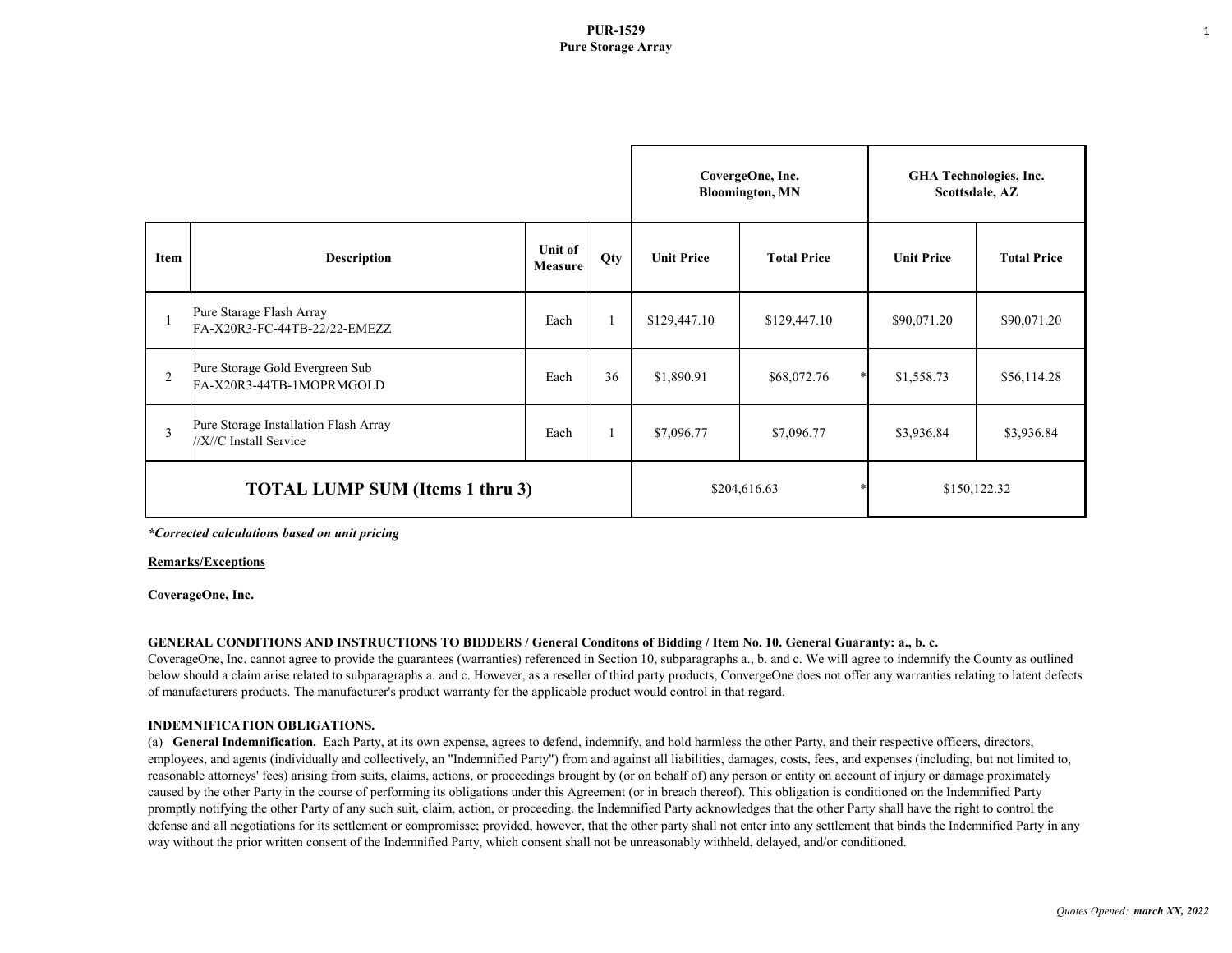# PUR-1529
## Pure Storage Array

| Item | Description | Unit of Measure | Qty | CovergeOne, Inc. Bloomington, MN | | GHA Technologies, Inc. Scottsdale, AZ | |
|---|---|---|---|---|---|---|---|
| | | | | Unit Price | Total Price | Unit Price | Total Price |
| 1 | Pure Starage Flash Array FA-X20R3-FC-44TB-22/22-EMEZZ | Each | 1 | $129,447.10 | $129,447.10 | $90,071.20 | $90,071.20 |
| 2 | Pure Storage Gold Evergreen Sub FA-X20R3-44TB-1MOPRMGOLD | Each | 36 | $1,890.91 | $68,072.76 * | $1,558.73 | $56,114.28 |
| 3 | Pure Storage Installation Flash Array //X//C Install Service | Each | 1 | $7,096.77 | $7,096.77 | $3,936.84 | $3,936.84 |
| **TOTAL LUMP SUM (Items 1 thru 3)** | | | | $204,616.63 * | | $150,122.32 | |

***Corrected calculations based on unit pricing***

**Remarks/Exceptions**

**CoverageOne, Inc.**

**GENERAL CONDITIONS AND INSTRUCTIONS TO BIDDERS / General Conditons of Bidding / Item No. 10. General Guaranty: a., b. c.**
CoverageOne, Inc. cannot agree to provide the guarantees (warranties) referenced in Section 10, subparagraphs a., b. and c. We will agree to indemnify the County as outlined below should a claim arise related to subparagraphs a. and c. However, as a reseller of third party products, ConvergeOne does not offer any warranties relating to latent defects of manufacturers products. The manufacturer's product warranty for the applicable product would control in that regard.

**INDEMNIFICATION OBLIGATIONS.**
(a) **General Indemnification.** Each Party, at its own expense, agrees to defend, indemnify, and hold harmless the other Party, and their respective officers, directors, employees, and agents (individually and collectively, an "Indemnified Party") from and against all liabilities, damages, costs, fees, and expenses (including, but not limited to, reasonable attorneys' fees) arising from suits, claims, actions, or proceedings brought by (or on behalf of) any person or entity on account of injury or damage proximately caused by the other Party in the course of performing its obligations under this Agreement (or in breach thereof). This obligation is conditioned on the Indemnified Party promptly notifying the other Party of any such suit, claim, action, or proceeding. the Indemnified Party acknowledges that the other Party shall have the right to control the defense and all negotiations for its settlement or compromisse; provided, however, that the other party shall not enter into any settlement that binds the Indemnified Party in any way without the prior written consent of the Indemnified Party, which consent shall not be unreasonably withheld, delayed, and/or conditioned.

*Quotes Opened:* ***march XX, 2022***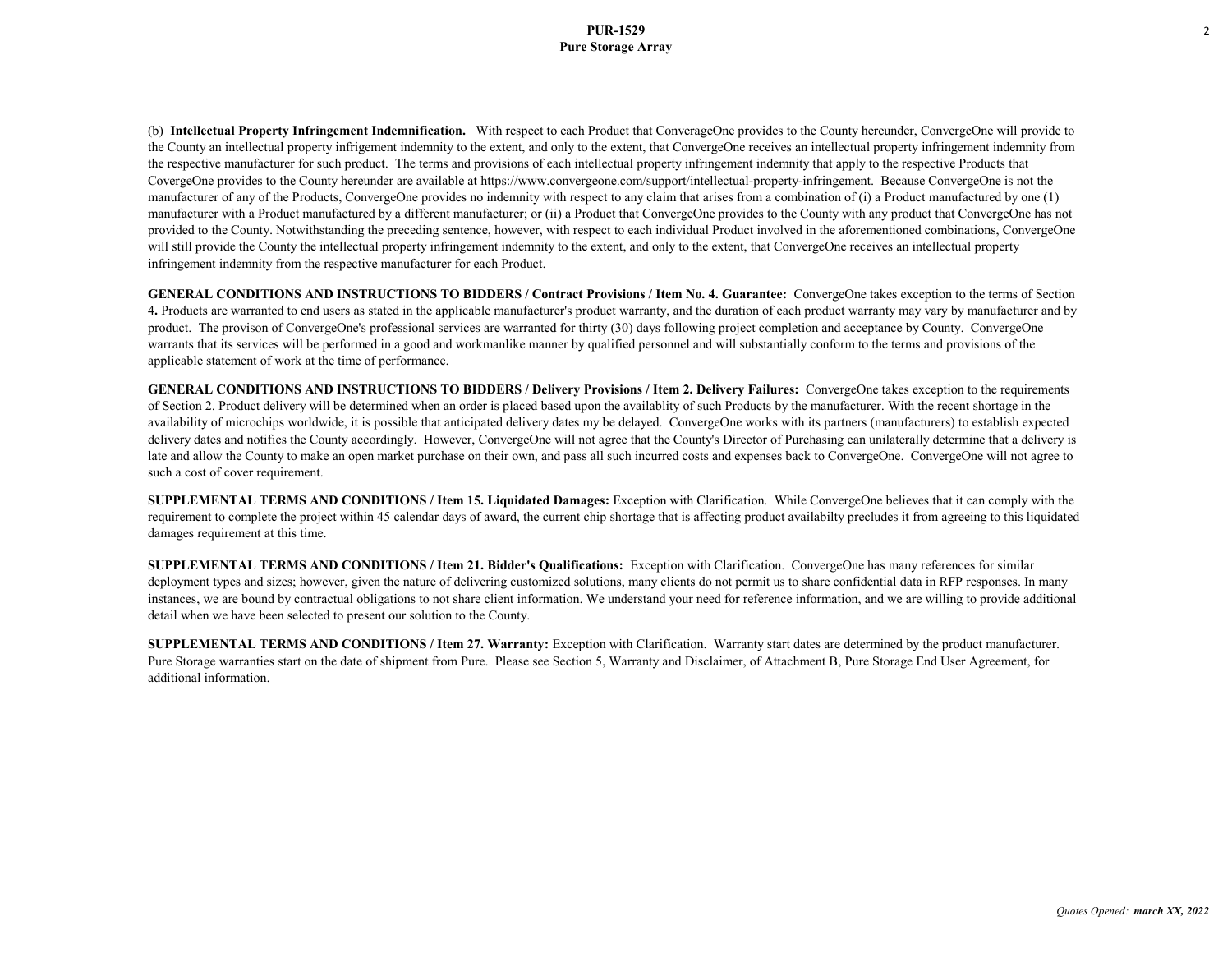(b) **Intellectual Property Infringement Indemnification.** With respect to each Product that ConverageOne provides to the County hereunder, ConvergeOne will provide to the County an intellectual property infrigement indemnity to the extent, and only to the extent, that ConvergeOne receives an intellectual property infringement indemnity from the respective manufacturer for such product. The terms and provisions of each intellectual property infringement indemnity that apply to the respective Products that CovergeOne provides to the County hereunder are available at https://www.convergeone.com/support/intellectual-property-infringement. Because ConvergeOne is not the manufacturer of any of the Products, ConvergeOne provides no indemnity with respect to any claim that arises from a combination of (i) a Product manufactured by one (1) manufacturer with a Product manufactured by a different manufacturer; or (ii) a Product that ConvergeOne provides to the County with any product that ConvergeOne has not provided to the County. Notwithstanding the preceding sentence, however, with respect to each individual Product involved in the aforementioned combinations, ConvergeOne will still provide the County the intellectual property infringement indemnity to the extent, and only to the extent, that ConvergeOne receives an intellectual property infringement indemnity from the respective manufacturer for each Product.

**GENERAL CONDITIONS AND INSTRUCTIONS TO BIDDERS / Contract Provisions / Item No. 4. Guarantee:** ConvergeOne takes exception to the terms of Section 4**.** Products are warranted to end users as stated in the applicable manufacturer's product warranty, and the duration of each product warranty may vary by manufacturer and by product. The provison of ConvergeOne's professional services are warranted for thirty (30) days following project completion and acceptance by County. ConvergeOne warrants that its services will be performed in a good and workmanlike manner by qualified personnel and will substantially conform to the terms and provisions of the applicable statement of work at the time of performance.

**GENERAL CONDITIONS AND INSTRUCTIONS TO BIDDERS / Delivery Provisions / Item 2. Delivery Failures:** ConvergeOne takes exception to the requirements of Section 2. Product delivery will be determined when an order is placed based upon the availablity of such Products by the manufacturer. With the recent shortage in the availability of microchips worldwide, it is possible that anticipated delivery dates my be delayed. ConvergeOne works with its partners (manufacturers) to establish expected delivery dates and notifies the County accordingly. However, ConvergeOne will not agree that the County's Director of Purchasing can unilaterally determine that a delivery is late and allow the County to make an open market purchase on their own, and pass all such incurred costs and expenses back to ConvergeOne. ConvergeOne will not agree to such a cost of cover requirement.

**SUPPLEMENTAL TERMS AND CONDITIONS / Item 15. Liquidated Damages:** Exception with Clarification. While ConvergeOne believes that it can comply with the requirement to complete the project within 45 calendar days of award, the current chip shortage that is affecting product availabilty precludes it from agreeing to this liquidated damages requirement at this time.

**SUPPLEMENTAL TERMS AND CONDITIONS / Item 21. Bidder's Qualifications:** Exception with Clarification. ConvergeOne has many references for similar deployment types and sizes; however, given the nature of delivering customized solutions, many clients do not permit us to share confidential data in RFP responses. In many instances, we are bound by contractual obligations to not share client information. We understand your need for reference information, and we are willing to provide additional detail when we have been selected to present our solution to the County.

**SUPPLEMENTAL TERMS AND CONDITIONS / Item 27. Warranty:** Exception with Clarification. Warranty start dates are determined by the product manufacturer. Pure Storage warranties start on the date of shipment from Pure. Please see Section 5, Warranty and Disclaimer, of Attachment B, Pure Storage End User Agreement, for additional information.